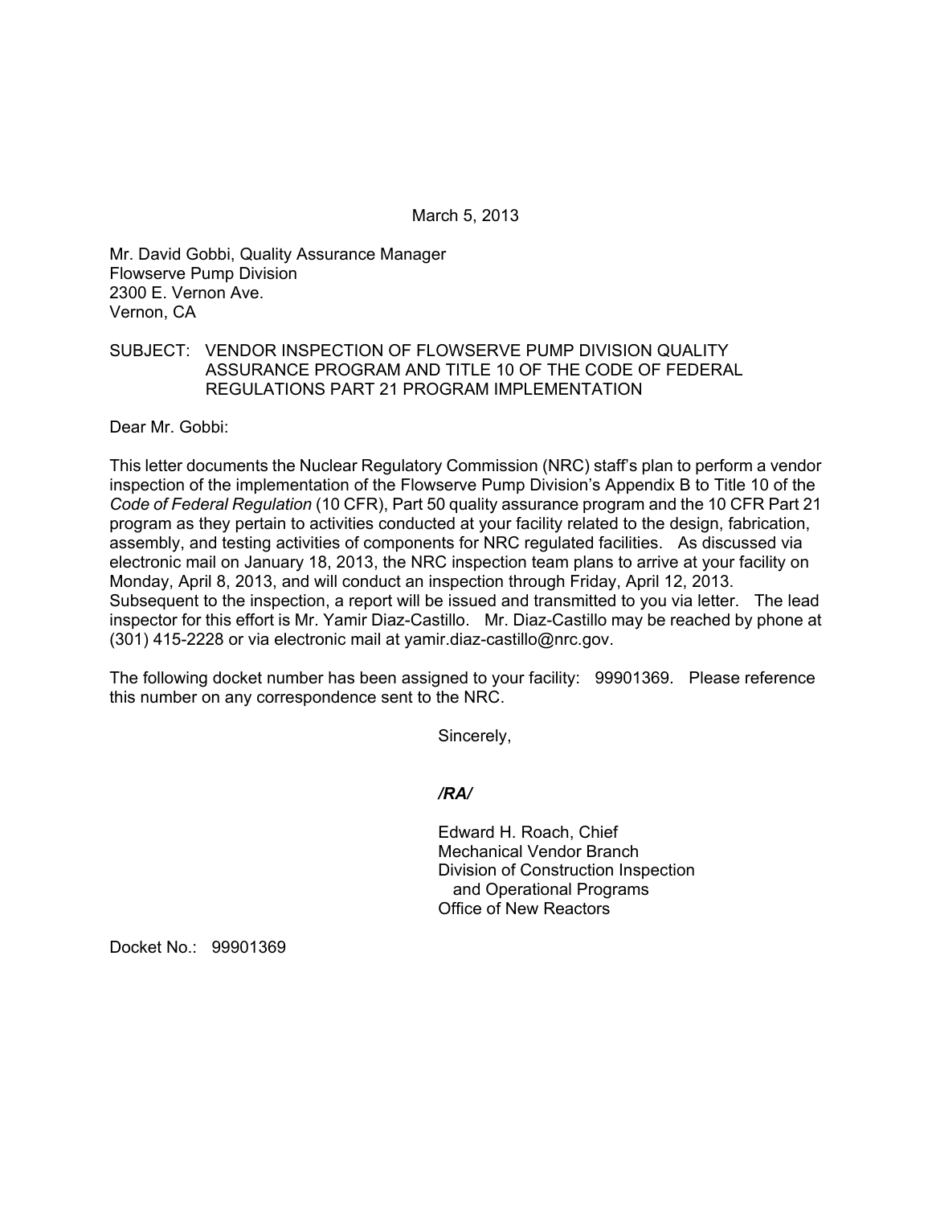March 5, 2013

Mr. David Gobbi, Quality Assurance Manager
Flowserve Pump Division
2300 E. Vernon Ave.
Vernon, CA

SUBJECT: VENDOR INSPECTION OF FLOWSERVE PUMP DIVISION QUALITY ASSURANCE PROGRAM AND TITLE 10 OF THE CODE OF FEDERAL REGULATIONS PART 21 PROGRAM IMPLEMENTATION

Dear Mr. Gobbi:

This letter documents the Nuclear Regulatory Commission (NRC) staff's plan to perform a vendor inspection of the implementation of the Flowserve Pump Division's Appendix B to Title 10 of the *Code of Federal Regulation* (10 CFR), Part 50 quality assurance program and the 10 CFR Part 21 program as they pertain to activities conducted at your facility related to the design, fabrication, assembly, and testing activities of components for NRC regulated facilities. As discussed via electronic mail on January 18, 2013, the NRC inspection team plans to arrive at your facility on Monday, April 8, 2013, and will conduct an inspection through Friday, April 12, 2013. Subsequent to the inspection, a report will be issued and transmitted to you via letter. The lead inspector for this effort is Mr. Yamir Diaz-Castillo. Mr. Diaz-Castillo may be reached by phone at (301) 415-2228 or via electronic mail at yamir.diaz-castillo@nrc.gov.

The following docket number has been assigned to your facility: 99901369. Please reference this number on any correspondence sent to the NRC.

Sincerely,

*/RA/*

Edward H. Roach, Chief
Mechanical Vendor Branch
Division of Construction Inspection
and Operational Programs
Office of New Reactors

Docket No.: 99901369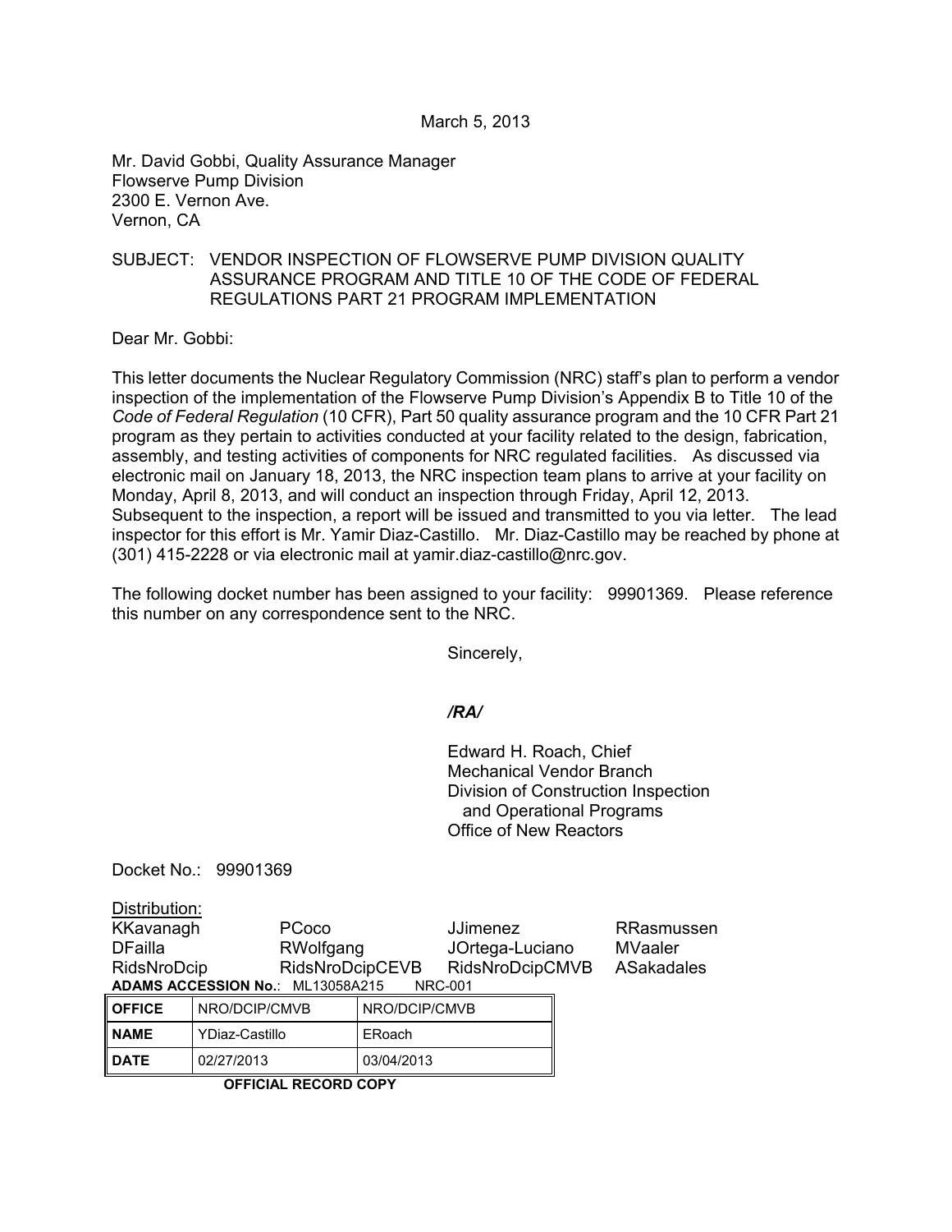March 5, 2013

Mr. David Gobbi, Quality Assurance Manager
Flowserve Pump Division
2300 E. Vernon Ave.
Vernon, CA

SUBJECT: VENDOR INSPECTION OF FLOWSERVE PUMP DIVISION QUALITY ASSURANCE PROGRAM AND TITLE 10 OF THE CODE OF FEDERAL REGULATIONS PART 21 PROGRAM IMPLEMENTATION

Dear Mr. Gobbi:

This letter documents the Nuclear Regulatory Commission (NRC) staff's plan to perform a vendor inspection of the implementation of the Flowserve Pump Division's Appendix B to Title 10 of the *Code of Federal Regulation* (10 CFR), Part 50 quality assurance program and the 10 CFR Part 21 program as they pertain to activities conducted at your facility related to the design, fabrication, assembly, and testing activities of components for NRC regulated facilities. As discussed via electronic mail on January 18, 2013, the NRC inspection team plans to arrive at your facility on Monday, April 8, 2013, and will conduct an inspection through Friday, April 12, 2013. Subsequent to the inspection, a report will be issued and transmitted to you via letter. The lead inspector for this effort is Mr. Yamir Diaz-Castillo. Mr. Diaz-Castillo may be reached by phone at (301) 415-2228 or via electronic mail at yamir.diaz-castillo@nrc.gov.

The following docket number has been assigned to your facility: 99901369. Please reference this number on any correspondence sent to the NRC.

Sincerely,

*/RA/*

Edward H. Roach, Chief
Mechanical Vendor Branch
Division of Construction Inspection
and Operational Programs
Office of New Reactors

Docket No.: 99901369

Distribution:

| | | | |
|---|---|---|---|
| KKavanagh | PCoco | JJimenez | RRasmussen |
| DFailla | RWolfgang | JOrtega-Luciano | MVaaler |
| RidsNroDcip | RidsNroDcipCEVB | RidsNroDcipCMVB | ASakadales |

**ADAMS ACCESSION No.**: ML13058A215 NRC-001

| **OFFICE** | NRO/DCIP/CMVB | NRO/DCIP/CMVB |
|---|---|---|
| **NAME** | YDiaz-Castillo | ERoach |
| **DATE** | 02/27/2013 | 03/04/2013 |

**OFFICIAL RECORD COPY**